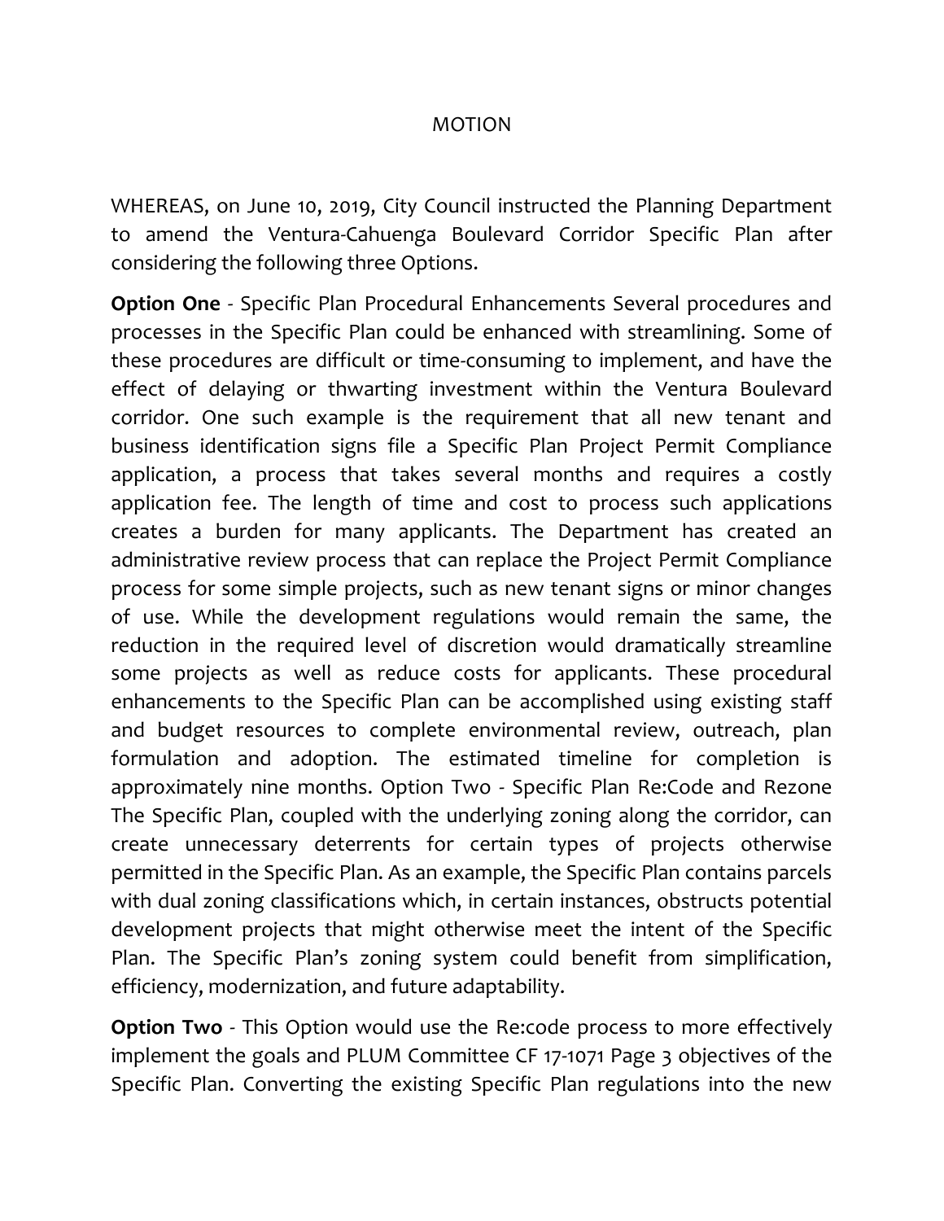MOTION

WHEREAS, on June 10, 2019, City Council instructed the Planning Department to amend the Ventura-Cahuenga Boulevard Corridor Specific Plan after considering the following three Options.

**Option One** - Specific Plan Procedural Enhancements Several procedures and processes in the Specific Plan could be enhanced with streamlining. Some of these procedures are difficult or time-consuming to implement, and have the effect of delaying or thwarting investment within the Ventura Boulevard corridor. One such example is the requirement that all new tenant and business identification signs file a Specific Plan Project Permit Compliance application, a process that takes several months and requires a costly application fee. The length of time and cost to process such applications creates a burden for many applicants. The Department has created an administrative review process that can replace the Project Permit Compliance process for some simple projects, such as new tenant signs or minor changes of use. While the development regulations would remain the same, the reduction in the required level of discretion would dramatically streamline some projects as well as reduce costs for applicants. These procedural enhancements to the Specific Plan can be accomplished using existing staff and budget resources to complete environmental review, outreach, plan formulation and adoption. The estimated timeline for completion is approximately nine months. Option Two - Specific Plan Re:Code and Rezone The Specific Plan, coupled with the underlying zoning along the corridor, can create unnecessary deterrents for certain types of projects otherwise permitted in the Specific Plan. As an example, the Specific Plan contains parcels with dual zoning classifications which, in certain instances, obstructs potential development projects that might otherwise meet the intent of the Specific Plan. The Specific Plan's zoning system could benefit from simplification, efficiency, modernization, and future adaptability.

**Option Two** - This Option would use the Re:code process to more effectively implement the goals and PLUM Committee CF 17-1071 Page 3 objectives of the Specific Plan. Converting the existing Specific Plan regulations into the new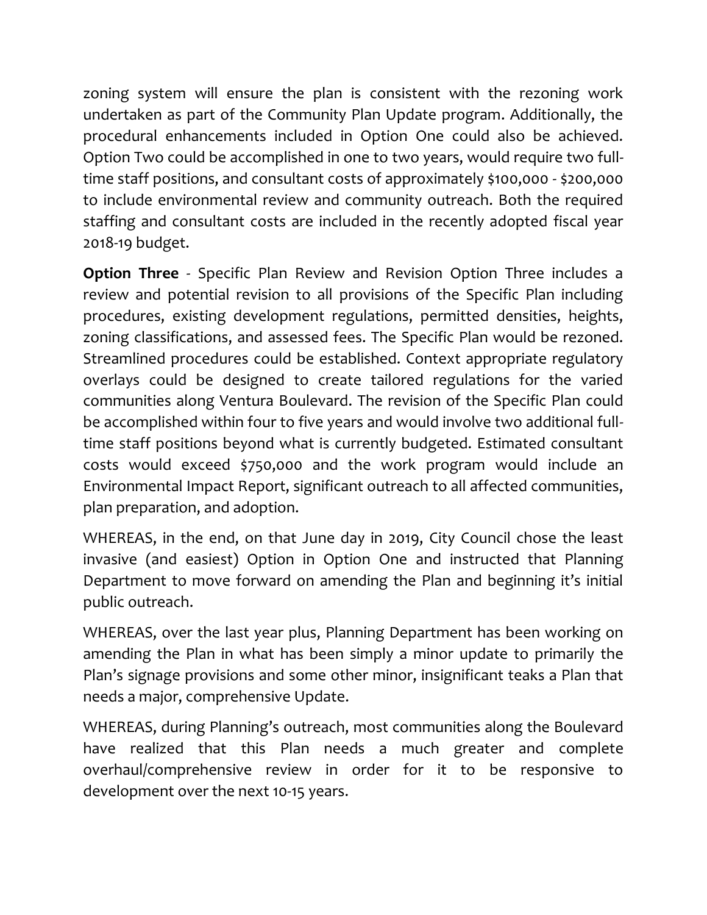zoning system will ensure the plan is consistent with the rezoning work undertaken as part of the Community Plan Update program. Additionally, the procedural enhancements included in Option One could also be achieved. Option Two could be accomplished in one to two years, would require two full-time staff positions, and consultant costs of approximately $100,000 - $200,000 to include environmental review and community outreach. Both the required staffing and consultant costs are included in the recently adopted fiscal year 2018-19 budget.

**Option Three** - Specific Plan Review and Revision Option Three includes a review and potential revision to all provisions of the Specific Plan including procedures, existing development regulations, permitted densities, heights, zoning classifications, and assessed fees. The Specific Plan would be rezoned. Streamlined procedures could be established. Context appropriate regulatory overlays could be designed to create tailored regulations for the varied communities along Ventura Boulevard. The revision of the Specific Plan could be accomplished within four to five years and would involve two additional full-time staff positions beyond what is currently budgeted. Estimated consultant costs would exceed $750,000 and the work program would include an Environmental Impact Report, significant outreach to all affected communities, plan preparation, and adoption.

WHEREAS, in the end, on that June day in 2019, City Council chose the least invasive (and easiest) Option in Option One and instructed that Planning Department to move forward on amending the Plan and beginning it's initial public outreach.

WHEREAS, over the last year plus, Planning Department has been working on amending the Plan in what has been simply a minor update to primarily the Plan's signage provisions and some other minor, insignificant teaks a Plan that needs a major, comprehensive Update.

WHEREAS, during Planning's outreach, most communities along the Boulevard have realized that this Plan needs a much greater and complete overhaul/comprehensive review in order for it to be responsive to development over the next 10-15 years.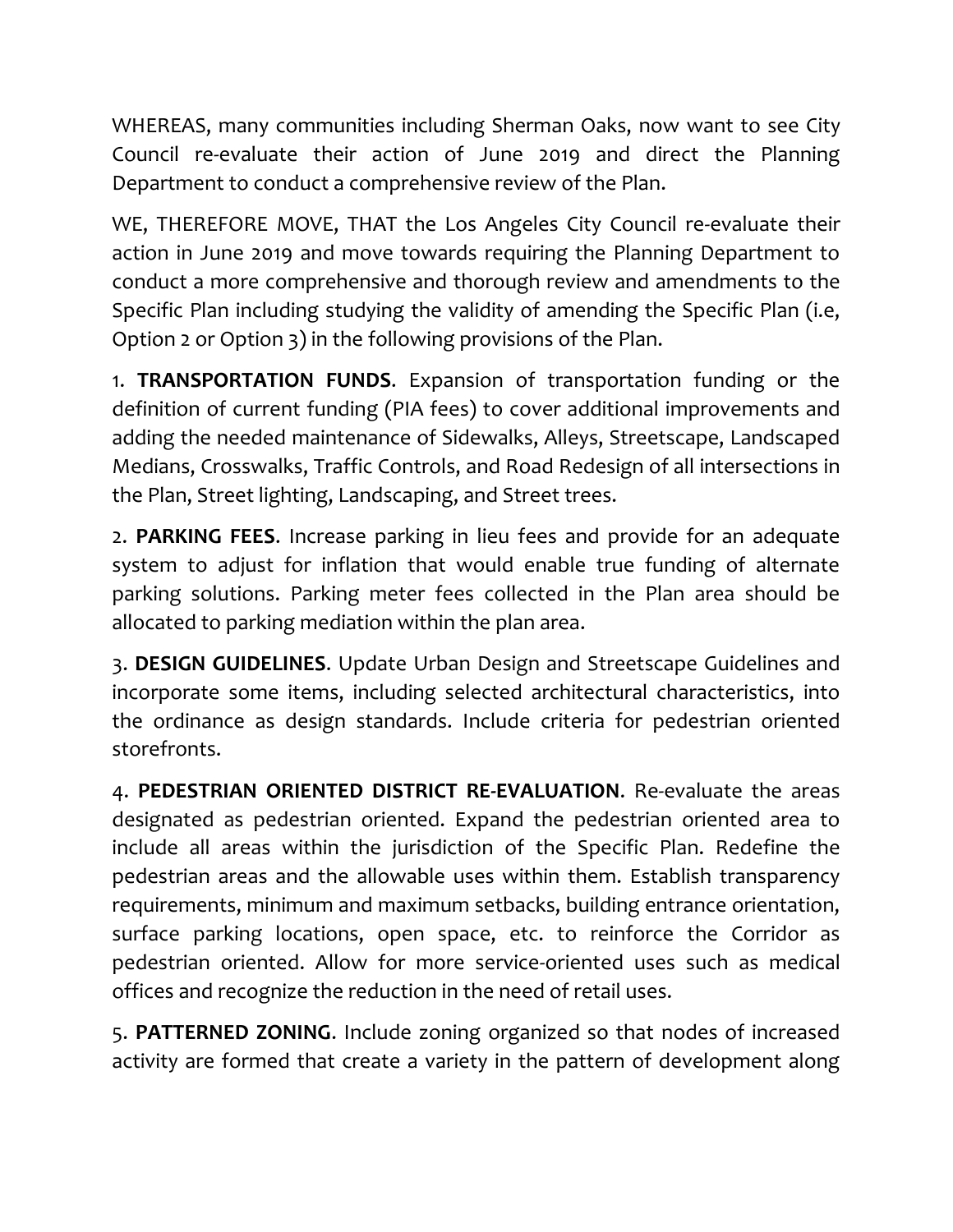WHEREAS, many communities including Sherman Oaks, now want to see City Council re-evaluate their action of June 2019 and direct the Planning Department to conduct a comprehensive review of the Plan.

WE, THEREFORE MOVE, THAT the Los Angeles City Council re-evaluate their action in June 2019 and move towards requiring the Planning Department to conduct a more comprehensive and thorough review and amendments to the Specific Plan including studying the validity of amending the Specific Plan (i.e, Option 2 or Option 3) in the following provisions of the Plan.

1. **TRANSPORTATION FUNDS**. Expansion of transportation funding or the definition of current funding (PIA fees) to cover additional improvements and adding the needed maintenance of Sidewalks, Alleys, Streetscape, Landscaped Medians, Crosswalks, Traffic Controls, and Road Redesign of all intersections in the Plan, Street lighting, Landscaping, and Street trees.

2. **PARKING FEES**. Increase parking in lieu fees and provide for an adequate system to adjust for inflation that would enable true funding of alternate parking solutions. Parking meter fees collected in the Plan area should be allocated to parking mediation within the plan area.

3. **DESIGN GUIDELINES**. Update Urban Design and Streetscape Guidelines and incorporate some items, including selected architectural characteristics, into the ordinance as design standards. Include criteria for pedestrian oriented storefronts.

4. **PEDESTRIAN ORIENTED DISTRICT RE-EVALUATION**. Re-evaluate the areas designated as pedestrian oriented. Expand the pedestrian oriented area to include all areas within the jurisdiction of the Specific Plan. Redefine the pedestrian areas and the allowable uses within them. Establish transparency requirements, minimum and maximum setbacks, building entrance orientation, surface parking locations, open space, etc. to reinforce the Corridor as pedestrian oriented. Allow for more service-oriented uses such as medical offices and recognize the reduction in the need of retail uses.

5. **PATTERNED ZONING**. Include zoning organized so that nodes of increased activity are formed that create a variety in the pattern of development along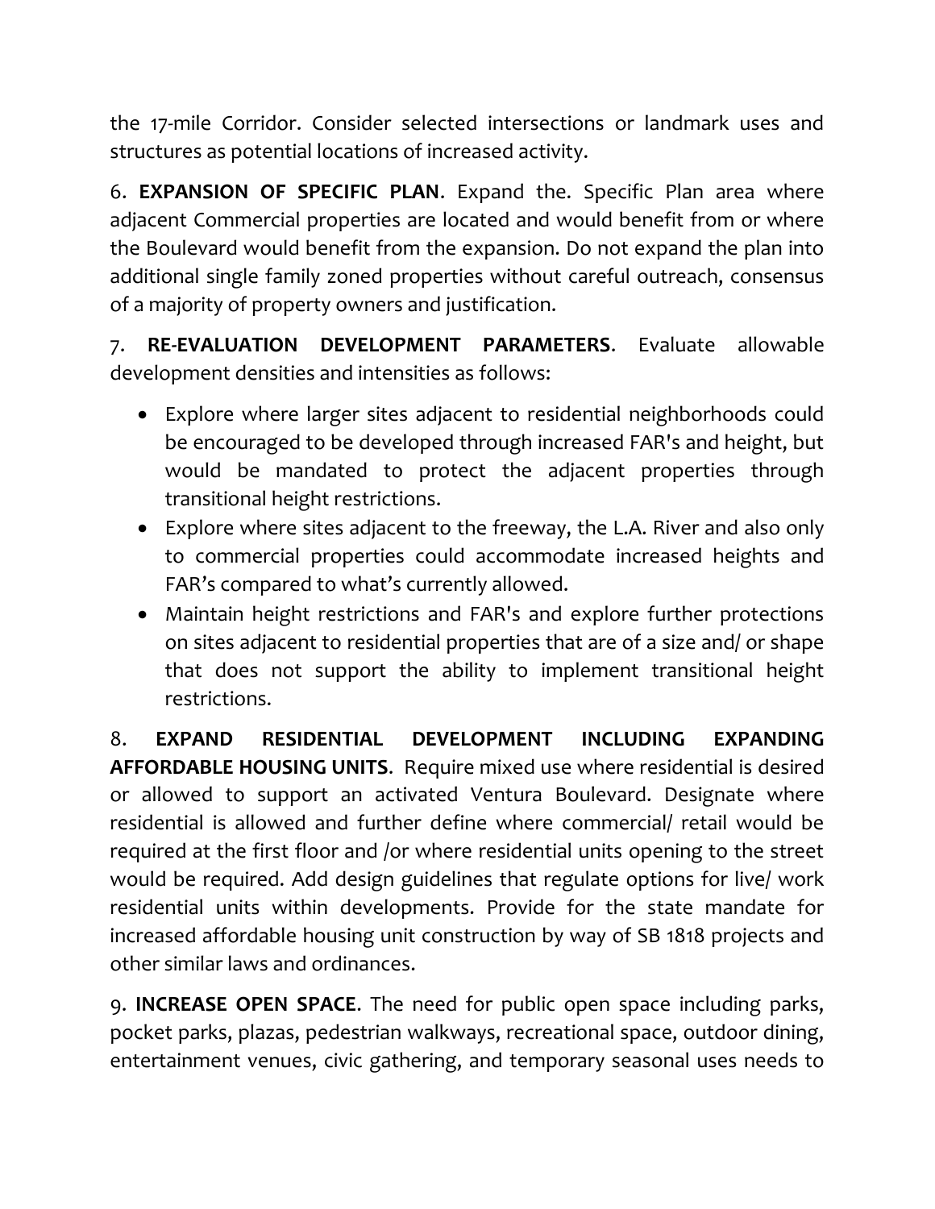the 17-mile Corridor. Consider selected intersections or landmark uses and structures as potential locations of increased activity.

6. **EXPANSION OF SPECIFIC PLAN**. Expand the. Specific Plan area where adjacent Commercial properties are located and would benefit from or where the Boulevard would benefit from the expansion. Do not expand the plan into additional single family zoned properties without careful outreach, consensus of a majority of property owners and justification.

7. **RE-EVALUATION DEVELOPMENT PARAMETERS**. Evaluate allowable development densities and intensities as follows:

- Explore where larger sites adjacent to residential neighborhoods could be encouraged to be developed through increased FAR's and height, but would be mandated to protect the adjacent properties through transitional height restrictions.
- Explore where sites adjacent to the freeway, the L.A. River and also only to commercial properties could accommodate increased heights and FAR's compared to what's currently allowed.
- Maintain height restrictions and FAR's and explore further protections on sites adjacent to residential properties that are of a size and/ or shape that does not support the ability to implement transitional height restrictions.

8. **EXPAND RESIDENTIAL DEVELOPMENT INCLUDING EXPANDING AFFORDABLE HOUSING UNITS**. Require mixed use where residential is desired or allowed to support an activated Ventura Boulevard. Designate where residential is allowed and further define where commercial/ retail would be required at the first floor and /or where residential units opening to the street would be required. Add design guidelines that regulate options for live/ work residential units within developments. Provide for the state mandate for increased affordable housing unit construction by way of SB 1818 projects and other similar laws and ordinances.

9. **INCREASE OPEN SPACE**. The need for public open space including parks, pocket parks, plazas, pedestrian walkways, recreational space, outdoor dining, entertainment venues, civic gathering, and temporary seasonal uses needs to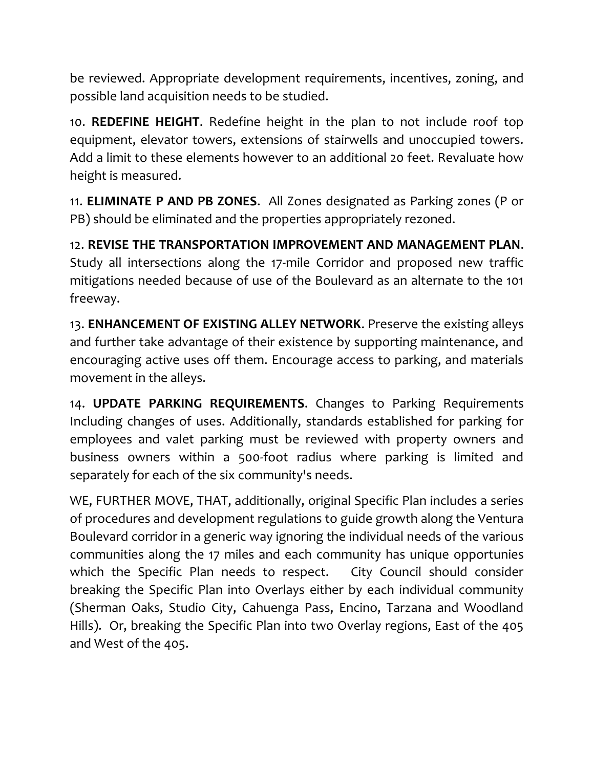be reviewed. Appropriate development requirements, incentives, zoning, and possible land acquisition needs to be studied.

10. **REDEFINE HEIGHT**. Redefine height in the plan to not include roof top equipment, elevator towers, extensions of stairwells and unoccupied towers. Add a limit to these elements however to an additional 20 feet. Revaluate how height is measured.

11. **ELIMINATE P AND PB ZONES**. All Zones designated as Parking zones (P or PB) should be eliminated and the properties appropriately rezoned.

12. **REVISE THE TRANSPORTATION IMPROVEMENT AND MANAGEMENT PLAN**. Study all intersections along the 17-mile Corridor and proposed new traffic mitigations needed because of use of the Boulevard as an alternate to the 101 freeway.

13. **ENHANCEMENT OF EXISTING ALLEY NETWORK**. Preserve the existing alleys and further take advantage of their existence by supporting maintenance, and encouraging active uses off them. Encourage access to parking, and materials movement in the alleys.

14. **UPDATE PARKING REQUIREMENTS**. Changes to Parking Requirements Including changes of uses. Additionally, standards established for parking for employees and valet parking must be reviewed with property owners and business owners within a 500-foot radius where parking is limited and separately for each of the six community's needs.

WE, FURTHER MOVE, THAT, additionally, original Specific Plan includes a series of procedures and development regulations to guide growth along the Ventura Boulevard corridor in a generic way ignoring the individual needs of the various communities along the 17 miles and each community has unique opportunies which the Specific Plan needs to respect. City Council should consider breaking the Specific Plan into Overlays either by each individual community (Sherman Oaks, Studio City, Cahuenga Pass, Encino, Tarzana and Woodland Hills). Or, breaking the Specific Plan into two Overlay regions, East of the 405 and West of the 405.